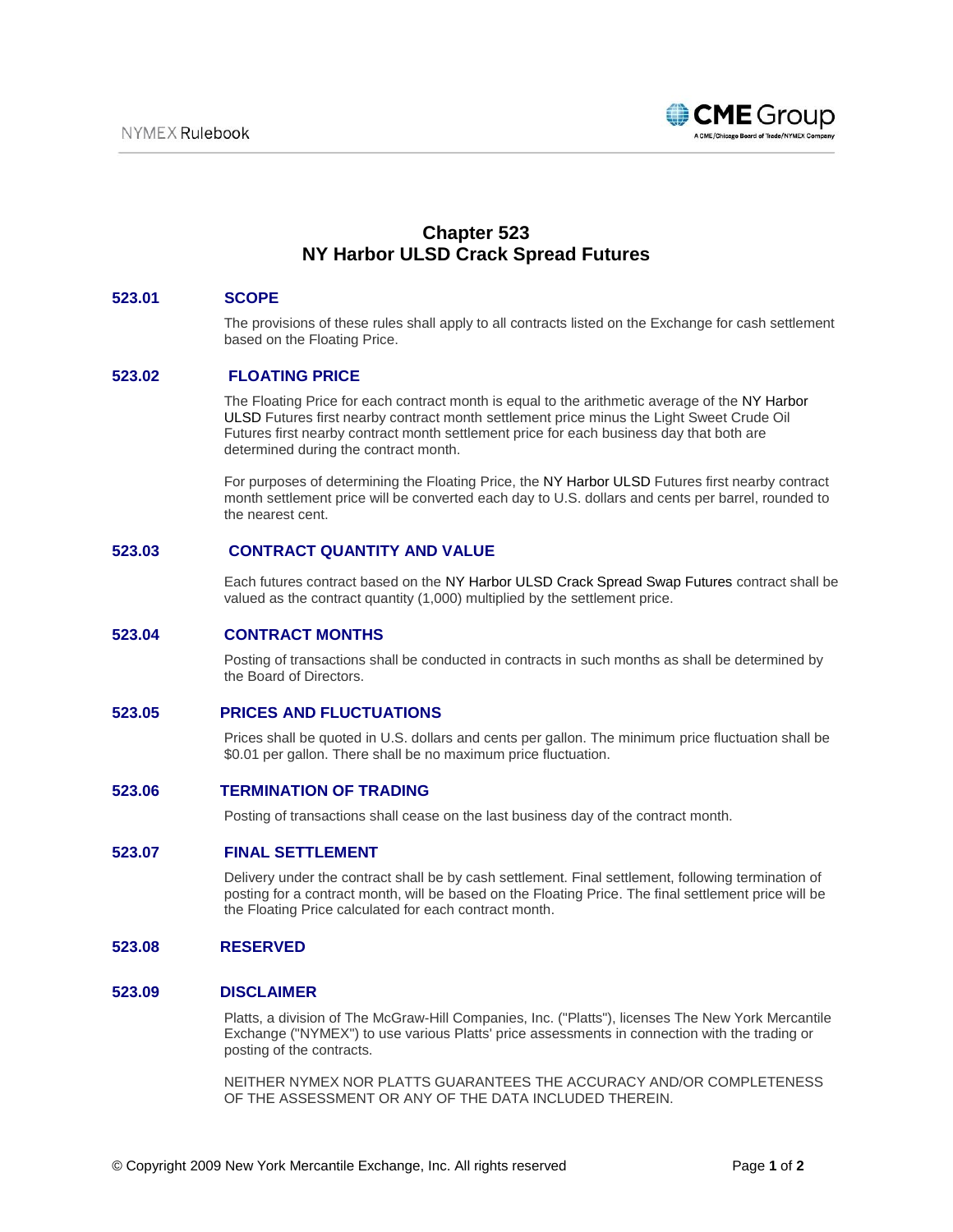# Chapter 523
# NY Harbor ULSD Crack Spread Futures

## 523.01 SCOPE

The provisions of these rules shall apply to all contracts listed on the Exchange for cash settlement based on the Floating Price.

## 523.02 FLOATING PRICE

The Floating Price for each contract month is equal to the arithmetic average of the NY Harbor ULSD Futures first nearby contract month settlement price minus the Light Sweet Crude Oil Futures first nearby contract month settlement price for each business day that both are determined during the contract month.

For purposes of determining the Floating Price, the NY Harbor ULSD Futures first nearby contract month settlement price will be converted each day to U.S. dollars and cents per barrel, rounded to the nearest cent.

## 523.03 CONTRACT QUANTITY AND VALUE

Each futures contract based on the NY Harbor ULSD Crack Spread Swap Futures contract shall be valued as the contract quantity (1,000) multiplied by the settlement price.

## 523.04 CONTRACT MONTHS

Posting of transactions shall be conducted in contracts in such months as shall be determined by the Board of Directors.

## 523.05 PRICES AND FLUCTUATIONS

Prices shall be quoted in U.S. dollars and cents per gallon. The minimum price fluctuation shall be $0.01 per gallon. There shall be no maximum price fluctuation.

## 523.06 TERMINATION OF TRADING

Posting of transactions shall cease on the last business day of the contract month.

## 523.07 FINAL SETTLEMENT

Delivery under the contract shall be by cash settlement. Final settlement, following termination of posting for a contract month, will be based on the Floating Price. The final settlement price will be the Floating Price calculated for each contract month.

## 523.08 RESERVED

## 523.09 DISCLAIMER

Platts, a division of The McGraw-Hill Companies, Inc. ("Platts"), licenses The New York Mercantile Exchange ("NYMEX") to use various Platts' price assessments in connection with the trading or posting of the contracts.

NEITHER NYMEX NOR PLATTS GUARANTEES THE ACCURACY AND/OR COMPLETENESS OF THE ASSESSMENT OR ANY OF THE DATA INCLUDED THEREIN.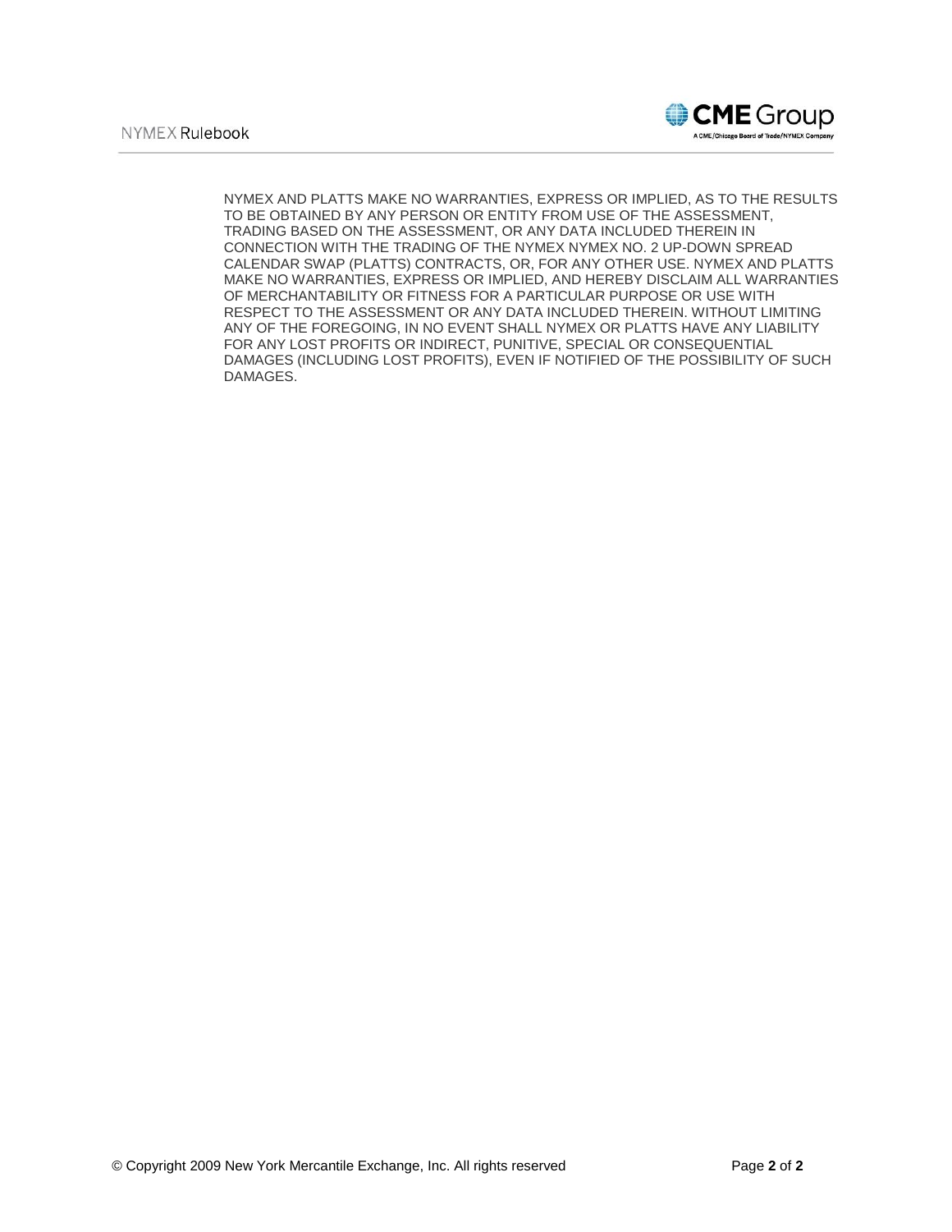NYMEX AND PLATTS MAKE NO WARRANTIES, EXPRESS OR IMPLIED, AS TO THE RESULTS TO BE OBTAINED BY ANY PERSON OR ENTITY FROM USE OF THE ASSESSMENT, TRADING BASED ON THE ASSESSMENT, OR ANY DATA INCLUDED THEREIN IN CONNECTION WITH THE TRADING OF THE NYMEX NYMEX NO. 2 UP-DOWN SPREAD CALENDAR SWAP (PLATTS) CONTRACTS, OR, FOR ANY OTHER USE. NYMEX AND PLATTS MAKE NO WARRANTIES, EXPRESS OR IMPLIED, AND HEREBY DISCLAIM ALL WARRANTIES OF MERCHANTABILITY OR FITNESS FOR A PARTICULAR PURPOSE OR USE WITH RESPECT TO THE ASSESSMENT OR ANY DATA INCLUDED THEREIN. WITHOUT LIMITING ANY OF THE FOREGOING, IN NO EVENT SHALL NYMEX OR PLATTS HAVE ANY LIABILITY FOR ANY LOST PROFITS OR INDIRECT, PUNITIVE, SPECIAL OR CONSEQUENTIAL DAMAGES (INCLUDING LOST PROFITS), EVEN IF NOTIFIED OF THE POSSIBILITY OF SUCH DAMAGES.